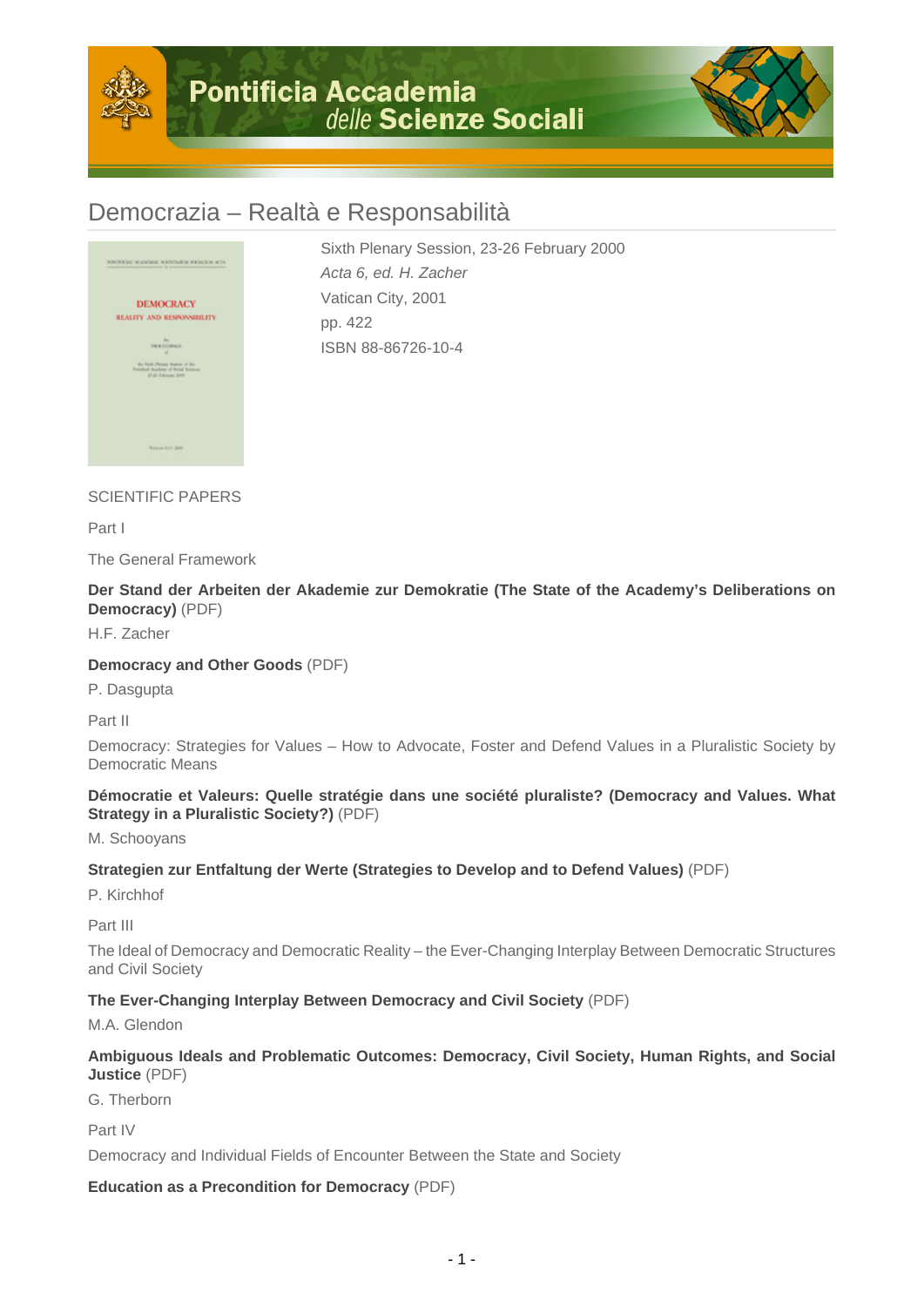# Democrazia – Realtà e Responsabilità

Sixth Plenary Session, 23-26 February 2000

*Acta 6, ed. H. Zacher*

Vatican City, 2001

pp. 422

ISBN 88-86726-10-4

SCIENTIFIC PAPERS

Part I

The General Framework

**Der Stand der Arbeiten der Akademie zur Demokratie (The State of the Academy's Deliberations on Democracy)** (PDF)

H.F. Zacher

**Democracy and Other Goods** (PDF)

P. Dasgupta

Part II

Democracy: Strategies for Values – How to Advocate, Foster and Defend Values in a Pluralistic Society by Democratic Means

**Démocratie et Valeurs: Quelle stratégie dans une société pluraliste? (Democracy and Values. What Strategy in a Pluralistic Society?)** (PDF)

M. Schooyans

**Strategien zur Entfaltung der Werte (Strategies to Develop and to Defend Values)** (PDF)

P. Kirchhof

Part III

The Ideal of Democracy and Democratic Reality – the Ever-Changing Interplay Between Democratic Structures and Civil Society

**The Ever-Changing Interplay Between Democracy and Civil Society** (PDF)

M.A. Glendon

**Ambiguous Ideals and Problematic Outcomes: Democracy, Civil Society, Human Rights, and Social Justice** (PDF)

G. Therborn

Part IV

Democracy and Individual Fields of Encounter Between the State and Society

**Education as a Precondition for Democracy** (PDF)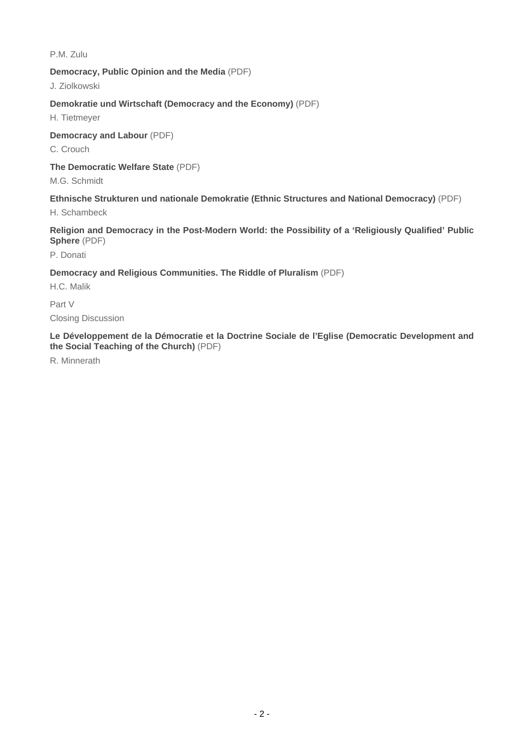P.M. Zulu

**Democracy, Public Opinion and the Media** (PDF)

J. Ziolkowski

**Demokratie und Wirtschaft (Democracy and the Economy)** (PDF)

H. Tietmeyer

**Democracy and Labour** (PDF)

C. Crouch

**The Democratic Welfare State** (PDF)

M.G. Schmidt

**Ethnische Strukturen und nationale Demokratie (Ethnic Structures and National Democracy)** (PDF)

H. Schambeck

**Religion and Democracy in the Post-Modern World: the Possibility of a 'Religiously Qualified' Public Sphere** (PDF)

P. Donati

**Democracy and Religious Communities. The Riddle of Pluralism** (PDF)

H.C. Malik

Part V

Closing Discussion

**Le Développement de la Démocratie et la Doctrine Sociale de l'Eglise (Democratic Development and the Social Teaching of the Church)** (PDF)

R. Minnerath